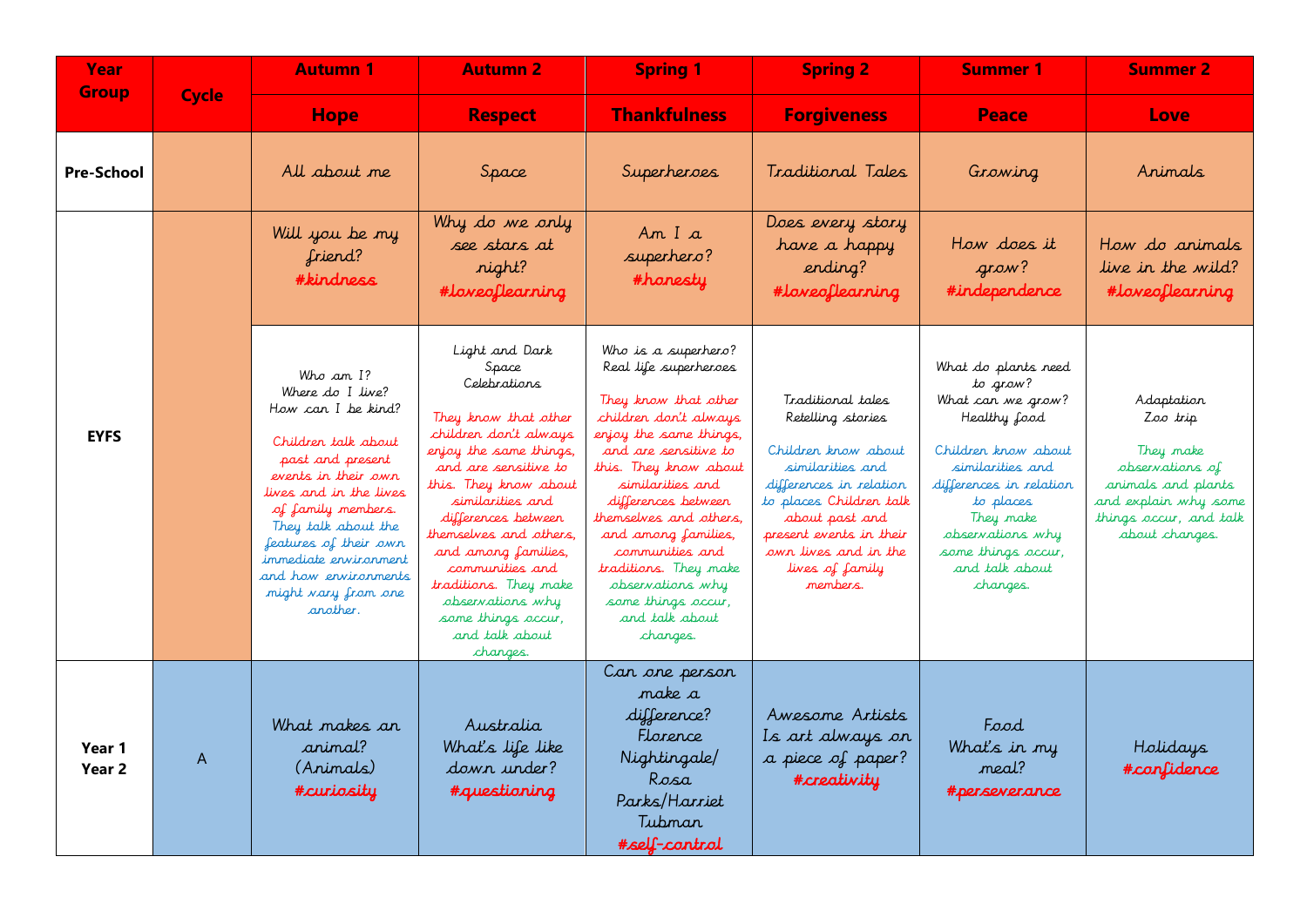| Year Group | Cycle | Autumn 1 | Autumn 2 | Spring 1 | Spring 2 | Summer 1 | Summer 2 |
|---|---|---|---|---|---|---|---|
| | | Hope | Respect | Thankfulness | Forgiveness | Peace | Love |
| Pre-School | | All about me | Space | Superheroes | Traditional Tales | Growing | Animals |
| EYFS | | Will you be my friend? #kindness | Why do we only see stars at night? #loveoflearning | Am I a superhero? #honesty | Does every story have a happy ending? #loveoflearning | How does it grow? #independence | How do animals live in the wild? #loveoflearning |
| | | Who am I? Where do I live? How can I be kind? Children talk about past and present events in their own lives and in the lives of family members. They talk about the features of their own immediate environment and how environments might vary from one another. | Light and Dark Space Celebrations They know that other children don't always enjoy the same things, and are sensitive to this. They know about similarities and differences between themselves and others, and among families, communities and traditions. They make observations why some things occur, and talk about changes. | Who is a superhero? Real life superheroes They know that other children don't always enjoy the same things, and are sensitive to this. They know about similarities and differences between themselves and others, and among families, communities and traditions. They make observations why some things occur, and talk about changes. | Traditional tales Retelling stories Children know about similarities and differences in relation to places Children talk about past and present events in their own lives and in the lives of family members. | What do plants need to grow? What can we grow? Healthy food Children know about similarities and differences in relation to places They make observations why some things occur, and talk about changes. | Adaptation Zoo trip They make observations of animals and plants and explain why some things occur, and talk about changes. |
| Year 1 Year 2 | A | What makes an animal? (Animals) #curiosity | Australia What's life like down under? #questioning | Can one person make a difference? Florence Nightingale/ Rosa Parks/Harriet Tubman #self-control | Awesome Artists Is art always on a piece of paper? #creativity | Food What's in my meal? #perseverance | Holidays #confidence |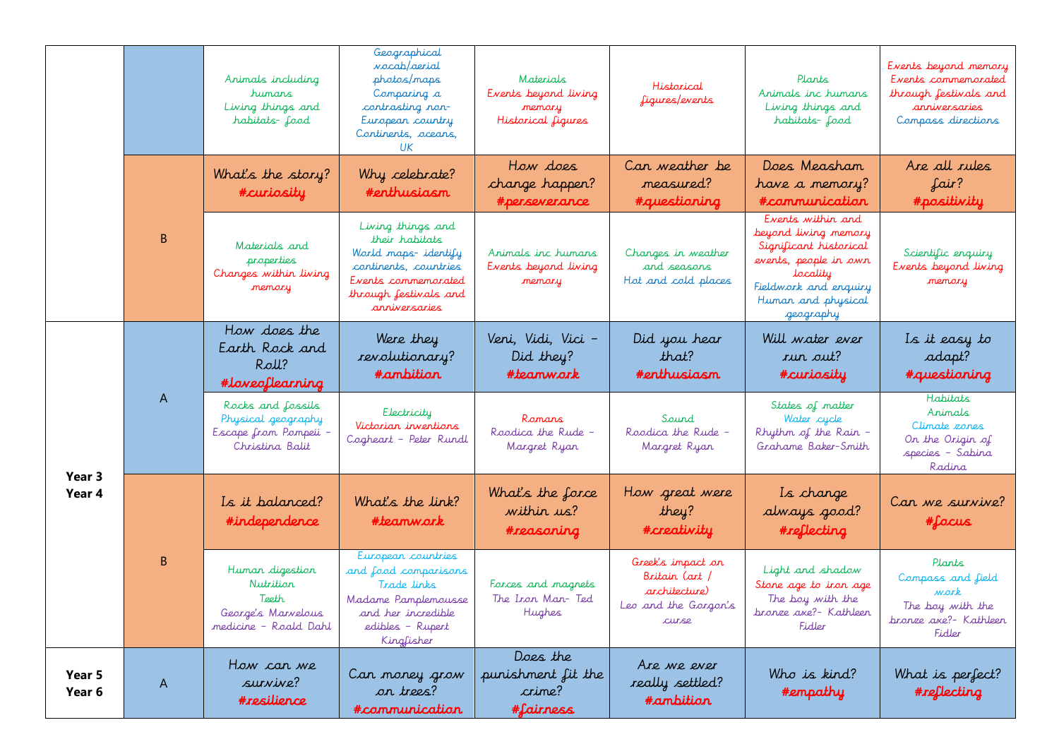| | | | | | | | |
|---|---|---|---|---|---|---|---|
| | | Animals including humans<br>Living things and habitats- food | Geographical vocab/aerial photos/maps<br>Comparing a contrasting non-European country<br>Continents, oceans, UK | Materials<br>Events beyond living memory<br>Historical figures | Historical figures/events | Plants<br>Animals inc humans<br>Living things and habitats- food | Events beyond memory<br>Events commemorated through festivals and anniversaries<br>Compass directions |
| | B | What's the story?<br>#curiosity | Why celebrate?<br>#enthusiasm | How does change happen?<br>#perseverance | Can weather be measured?<br>#questioning | Does Measham have a memory?<br>#communication | Are all rules fair?<br>#positivity |
| | | Materials and properties<br>Changes within living memory | Living things and their habitats<br>World maps- identify continents, countries<br>Events commemorated through festivals and anniversaries | Animals inc humans<br>Events beyond living memory | Changes in weather and seasons<br>Hot and cold places | Events within and beyond living memory<br>Significant historical events, people in own locality<br>Fieldwork and enquiry<br>Human and physical geography | Scientific enquiry<br>Events beyond living memory |
| **Year 3**<br>**Year 4** | A | How does the Earth Rock and Roll?<br>#loveoflearning | Were they revolutionary?<br>#ambition | Veni, Vidi, Vici – Did they?<br>#teamwork | Did you hear that?<br>#enthusiasm | Will water ever run out?<br>#curiosity | Is it easy to adapt?<br>#questioning |
| | | Rocks and fossils<br>Physical geography<br>Escape from Pompeii – Christina Balit | Electricity<br>Victorian inventions<br>Cogheart – Peter Rundl | Romans<br>Roodica the Rude – Margret Ryan | Sound<br>Roodica the Rude – Margret Ryan | States of matter<br>Water cycle<br>Rhythm of the Rain – Grahame Baker-Smith | Habitats<br>Animals<br>Climate zones<br>On the Origin of species – Sabina Radina |
| | B | Is it balanced?<br>#independence | What's the link?<br>#teamwork | What's the force within us?<br>#reasoning | How great were they?<br>#creativity | Is change always good?<br>#reflecting | Can we survive?<br>#focus |
| | | Human digestion<br>Nutrition<br>Teeth<br>George's Marvelous medicine – Roald Dahl | European countries and food comparisons<br>Trade links<br>Madame Pamplemousse and her incredible edibles – Rupert Kingfisher | Forces and magnets<br>The Iron Man- Ted Hughes | Greek's impact on Britain (art / architecture)<br>Leo and the Gorgon's curse | Light and shadow<br>Stone age to iron age<br>The boy with the bronze axe?- Kathleen Fidler | Plants<br>Compass and field work<br>The boy with the bronze axe?- Kathleen Fidler |
| **Year 5**<br>**Year 6** | A | How can we survive?<br>#resilience | Can money grow on trees?<br>#communication | Does the punishment fit the crime?<br>#fairness | Are we ever really settled?<br>#ambition | Who is kind?<br>#empathy | What is perfect?<br>#reflecting |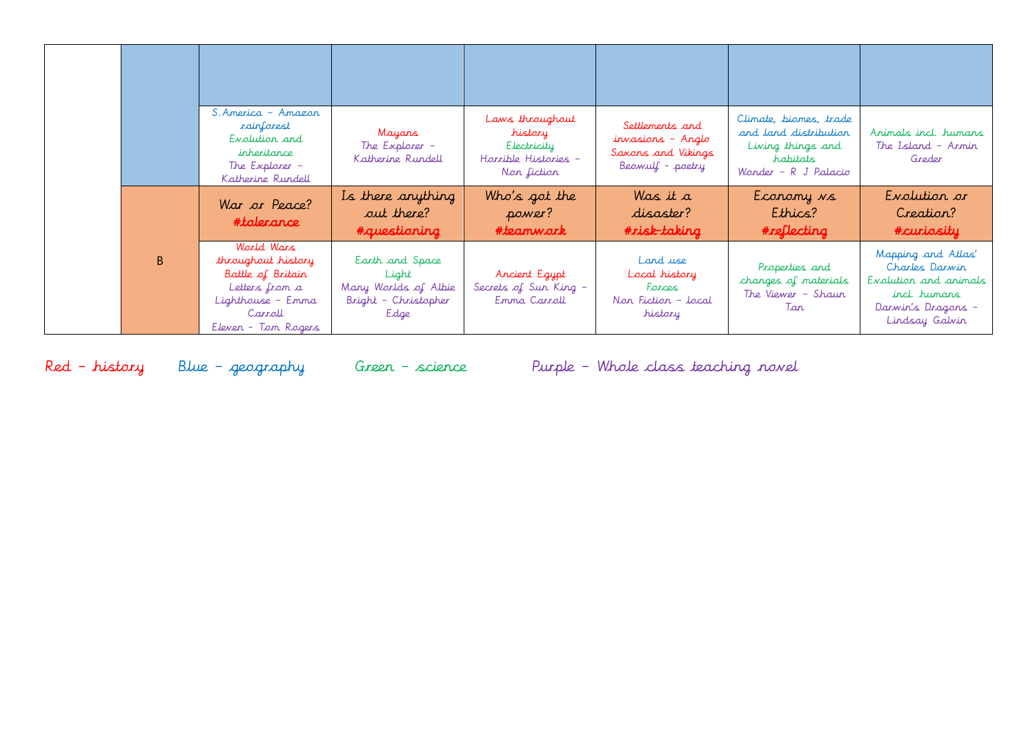| | | | | | | | |
|---|---|---|---|---|---|---|---|
| | | | | | | | |
| | | S.America – Amazon rainforest<br>Evolution and inheritance<br>The Explorer – Katherine Rundell | Mayans<br>The Explorer – Katherine Rundell | Laws throughout history<br>Electricity<br>Horrible Histories – Non fiction | Settlements and invasions – Anglo Saxons and Vikings<br>Beowulf – poetry | Climate, biomes, trade and land distribution<br>Living things and habitats<br>Wonder – R J Palacio | Animals incl. humans<br>The Island – Armin Greder |
| | B | War or Peace?<br>**#tolerance** | Is there anything out there?<br>**#questioning** | Who's got the power?<br>**#teamwork** | Was it a disaster?<br>**#risk-taking** | Economy vs Ethics?<br>**#reflecting** | Evolution or Creation?<br>**#curiosity** |
| | | World Wars throughout history<br>Battle of Britain<br>Letters from a Lighthouse – Emma Carroll<br>Eleven – Tom Rogers | Earth and Space<br>Light<br>Many Worlds of Albie Bright – Christopher Edge | Ancient Egypt<br>Secrets of Sun King – Emma Carroll | Land use<br>Local history<br>Forces<br>Non Fiction – local history | Properties and changes of materials<br>The Viewer – Shaun Tan | Mapping and Atlas'<br>Charles Darwin<br>Evolution and animals incl. humans<br>Darwin's Dragons – Lindsay Galvin |

Red – history    Blue – geography    Green – science    Purple – Whole class teaching novel